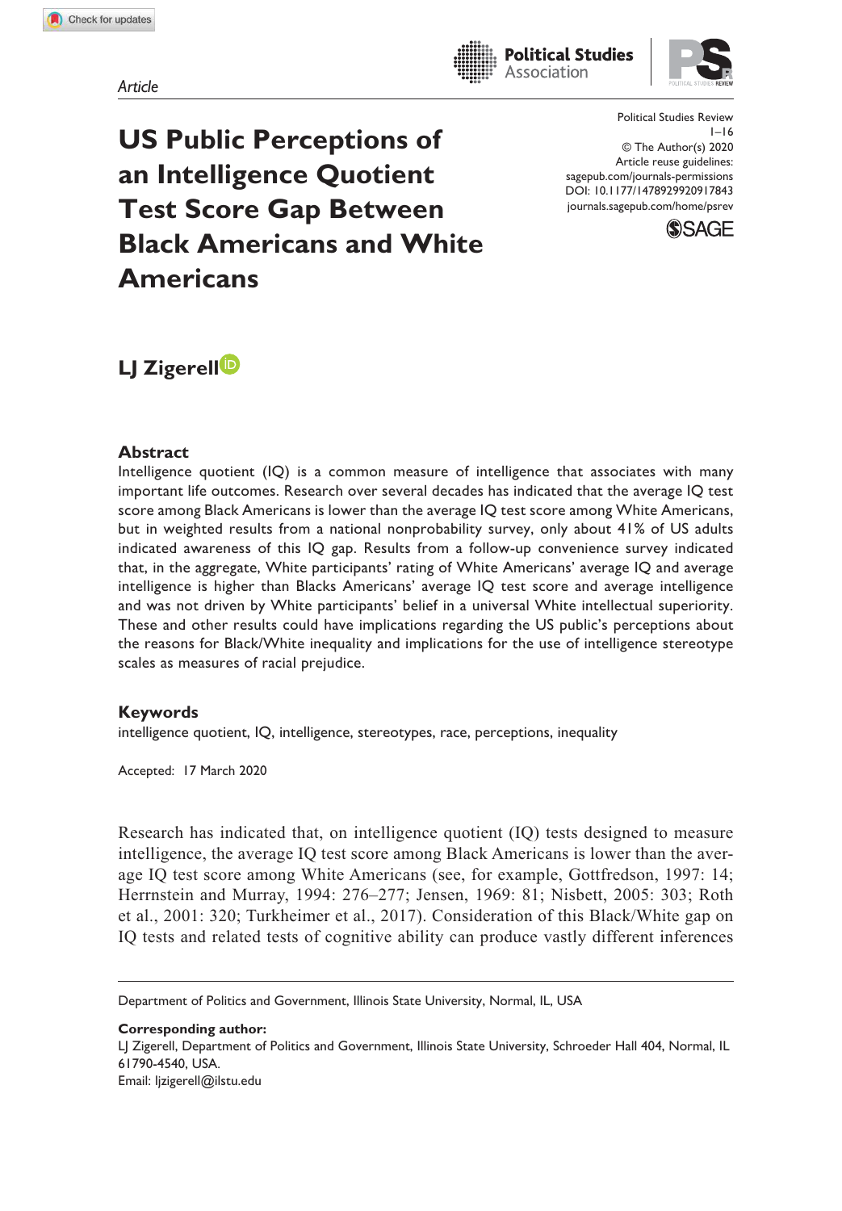Article

# US Public Perceptions of an Intelligence Quotient Test Score Gap Between Black Americans and White Americans

Political Studies Review
1–16
© The Author(s) 2020
Article reuse guidelines:
sagepub.com/journals-permissions
DOI: 10.1177/1478929920917843
journals.sagepub.com/home/psrev

**LJ Zigerell**

## Abstract

Intelligence quotient (IQ) is a common measure of intelligence that associates with many important life outcomes. Research over several decades has indicated that the average IQ test score among Black Americans is lower than the average IQ test score among White Americans, but in weighted results from a national nonprobability survey, only about 41% of US adults indicated awareness of this IQ gap. Results from a follow-up convenience survey indicated that, in the aggregate, White participants' rating of White Americans' average IQ and average intelligence is higher than Blacks Americans' average IQ test score and average intelligence and was not driven by White participants' belief in a universal White intellectual superiority. These and other results could have implications regarding the US public's perceptions about the reasons for Black/White inequality and implications for the use of intelligence stereotype scales as measures of racial prejudice.

## Keywords

intelligence quotient, IQ, intelligence, stereotypes, race, perceptions, inequality

Accepted: 17 March 2020

Research has indicated that, on intelligence quotient (IQ) tests designed to measure intelligence, the average IQ test score among Black Americans is lower than the average IQ test score among White Americans (see, for example, Gottfredson, 1997: 14; Herrnstein and Murray, 1994: 276–277; Jensen, 1969: 81; Nisbett, 2005: 303; Roth et al., 2001: 320; Turkheimer et al., 2017). Consideration of this Black/White gap on IQ tests and related tests of cognitive ability can produce vastly different inferences

Department of Politics and Government, Illinois State University, Normal, IL, USA

**Corresponding author:**
LJ Zigerell, Department of Politics and Government, Illinois State University, Schroeder Hall 404, Normal, IL 61790-4540, USA.
Email: ljzigerell@ilstu.edu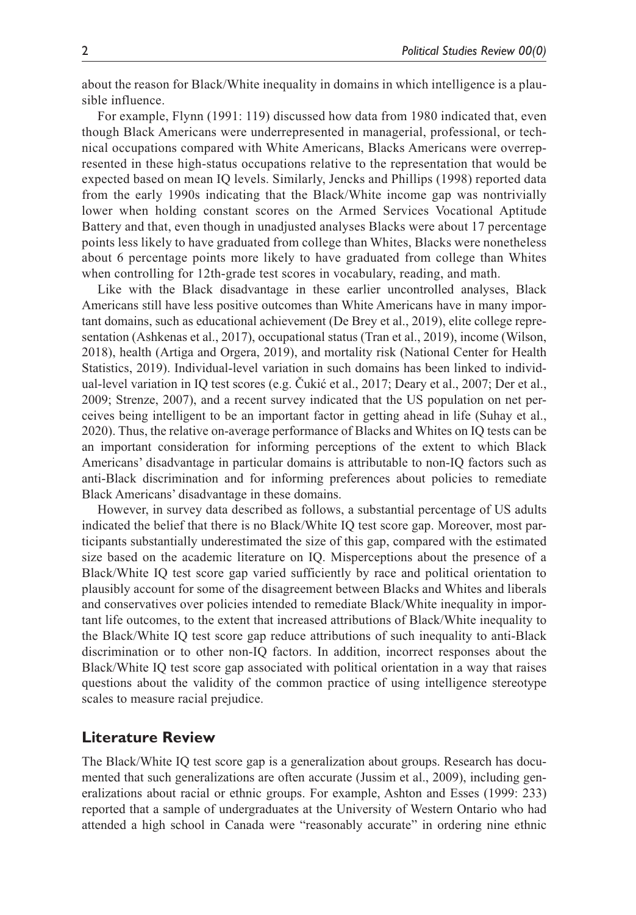about the reason for Black/White inequality in domains in which intelligence is a plausible influence.

For example, Flynn (1991: 119) discussed how data from 1980 indicated that, even though Black Americans were underrepresented in managerial, professional, or technical occupations compared with White Americans, Blacks Americans were overrepresented in these high-status occupations relative to the representation that would be expected based on mean IQ levels. Similarly, Jencks and Phillips (1998) reported data from the early 1990s indicating that the Black/White income gap was nontrivially lower when holding constant scores on the Armed Services Vocational Aptitude Battery and that, even though in unadjusted analyses Blacks were about 17 percentage points less likely to have graduated from college than Whites, Blacks were nonetheless about 6 percentage points more likely to have graduated from college than Whites when controlling for 12th-grade test scores in vocabulary, reading, and math.

Like with the Black disadvantage in these earlier uncontrolled analyses, Black Americans still have less positive outcomes than White Americans have in many important domains, such as educational achievement (De Brey et al., 2019), elite college representation (Ashkenas et al., 2017), occupational status (Tran et al., 2019), income (Wilson, 2018), health (Artiga and Orgera, 2019), and mortality risk (National Center for Health Statistics, 2019). Individual-level variation in such domains has been linked to individual-level variation in IQ test scores (e.g. Čukić et al., 2017; Deary et al., 2007; Der et al., 2009; Strenze, 2007), and a recent survey indicated that the US population on net perceives being intelligent to be an important factor in getting ahead in life (Suhay et al., 2020). Thus, the relative on-average performance of Blacks and Whites on IQ tests can be an important consideration for informing perceptions of the extent to which Black Americans' disadvantage in particular domains is attributable to non-IQ factors such as anti-Black discrimination and for informing preferences about policies to remediate Black Americans' disadvantage in these domains.

However, in survey data described as follows, a substantial percentage of US adults indicated the belief that there is no Black/White IQ test score gap. Moreover, most participants substantially underestimated the size of this gap, compared with the estimated size based on the academic literature on IQ. Misperceptions about the presence of a Black/White IQ test score gap varied sufficiently by race and political orientation to plausibly account for some of the disagreement between Blacks and Whites and liberals and conservatives over policies intended to remediate Black/White inequality in important life outcomes, to the extent that increased attributions of Black/White inequality to the Black/White IQ test score gap reduce attributions of such inequality to anti-Black discrimination or to other non-IQ factors. In addition, incorrect responses about the Black/White IQ test score gap associated with political orientation in a way that raises questions about the validity of the common practice of using intelligence stereotype scales to measure racial prejudice.

## Literature Review

The Black/White IQ test score gap is a generalization about groups. Research has documented that such generalizations are often accurate (Jussim et al., 2009), including generalizations about racial or ethnic groups. For example, Ashton and Esses (1999: 233) reported that a sample of undergraduates at the University of Western Ontario who had attended a high school in Canada were "reasonably accurate" in ordering nine ethnic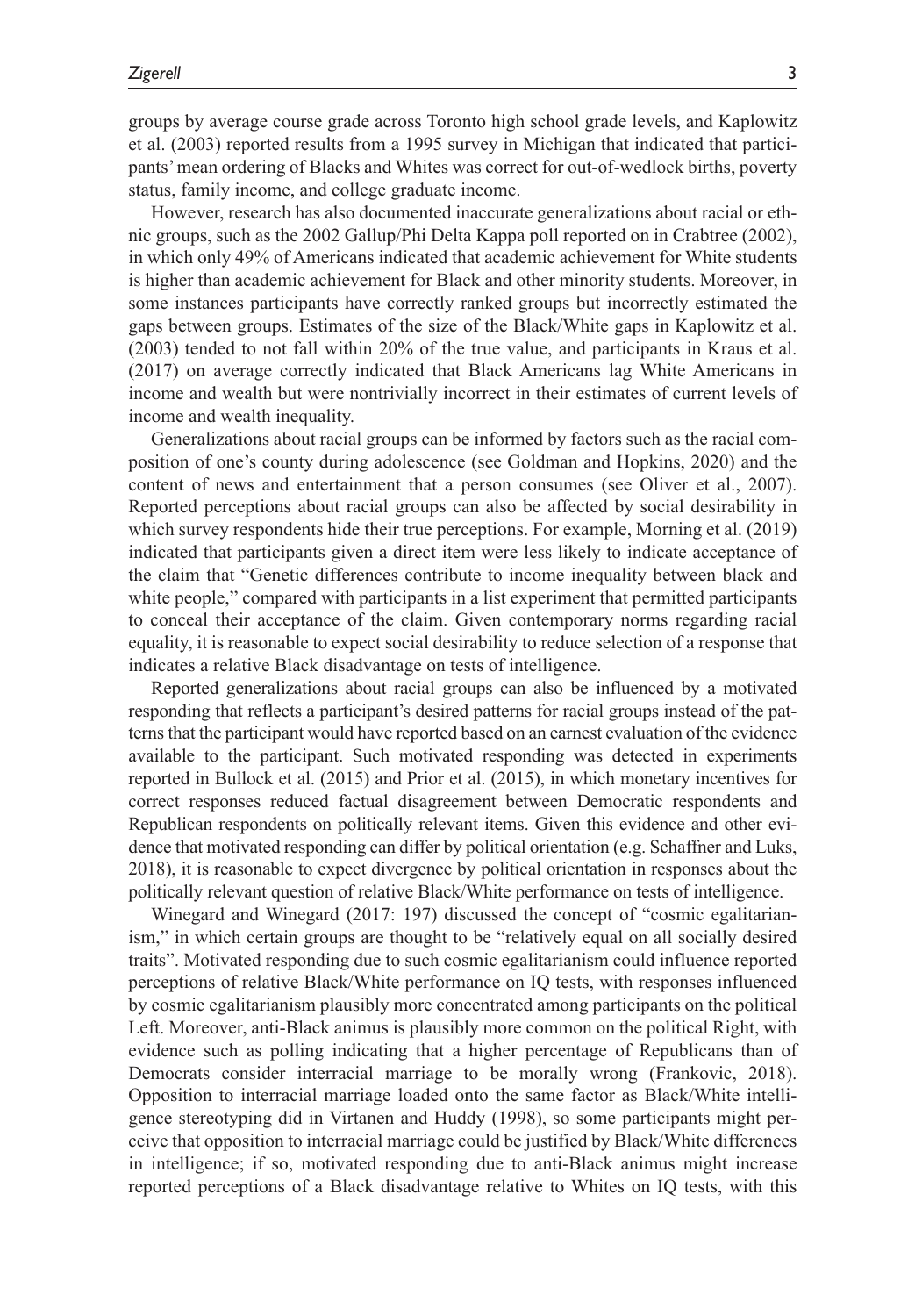groups by average course grade across Toronto high school grade levels, and Kaplowitz et al. (2003) reported results from a 1995 survey in Michigan that indicated that participants' mean ordering of Blacks and Whites was correct for out-of-wedlock births, poverty status, family income, and college graduate income.

However, research has also documented inaccurate generalizations about racial or ethnic groups, such as the 2002 Gallup/Phi Delta Kappa poll reported on in Crabtree (2002), in which only 49% of Americans indicated that academic achievement for White students is higher than academic achievement for Black and other minority students. Moreover, in some instances participants have correctly ranked groups but incorrectly estimated the gaps between groups. Estimates of the size of the Black/White gaps in Kaplowitz et al. (2003) tended to not fall within 20% of the true value, and participants in Kraus et al. (2017) on average correctly indicated that Black Americans lag White Americans in income and wealth but were nontrivially incorrect in their estimates of current levels of income and wealth inequality.

Generalizations about racial groups can be informed by factors such as the racial composition of one's county during adolescence (see Goldman and Hopkins, 2020) and the content of news and entertainment that a person consumes (see Oliver et al., 2007). Reported perceptions about racial groups can also be affected by social desirability in which survey respondents hide their true perceptions. For example, Morning et al. (2019) indicated that participants given a direct item were less likely to indicate acceptance of the claim that "Genetic differences contribute to income inequality between black and white people," compared with participants in a list experiment that permitted participants to conceal their acceptance of the claim. Given contemporary norms regarding racial equality, it is reasonable to expect social desirability to reduce selection of a response that indicates a relative Black disadvantage on tests of intelligence.

Reported generalizations about racial groups can also be influenced by a motivated responding that reflects a participant's desired patterns for racial groups instead of the patterns that the participant would have reported based on an earnest evaluation of the evidence available to the participant. Such motivated responding was detected in experiments reported in Bullock et al. (2015) and Prior et al. (2015), in which monetary incentives for correct responses reduced factual disagreement between Democratic respondents and Republican respondents on politically relevant items. Given this evidence and other evidence that motivated responding can differ by political orientation (e.g. Schaffner and Luks, 2018), it is reasonable to expect divergence by political orientation in responses about the politically relevant question of relative Black/White performance on tests of intelligence.

Winegard and Winegard (2017: 197) discussed the concept of "cosmic egalitarianism," in which certain groups are thought to be "relatively equal on all socially desired traits". Motivated responding due to such cosmic egalitarianism could influence reported perceptions of relative Black/White performance on IQ tests, with responses influenced by cosmic egalitarianism plausibly more concentrated among participants on the political Left. Moreover, anti-Black animus is plausibly more common on the political Right, with evidence such as polling indicating that a higher percentage of Republicans than of Democrats consider interracial marriage to be morally wrong (Frankovic, 2018). Opposition to interracial marriage loaded onto the same factor as Black/White intelligence stereotyping did in Virtanen and Huddy (1998), so some participants might perceive that opposition to interracial marriage could be justified by Black/White differences in intelligence; if so, motivated responding due to anti-Black animus might increase reported perceptions of a Black disadvantage relative to Whites on IQ tests, with this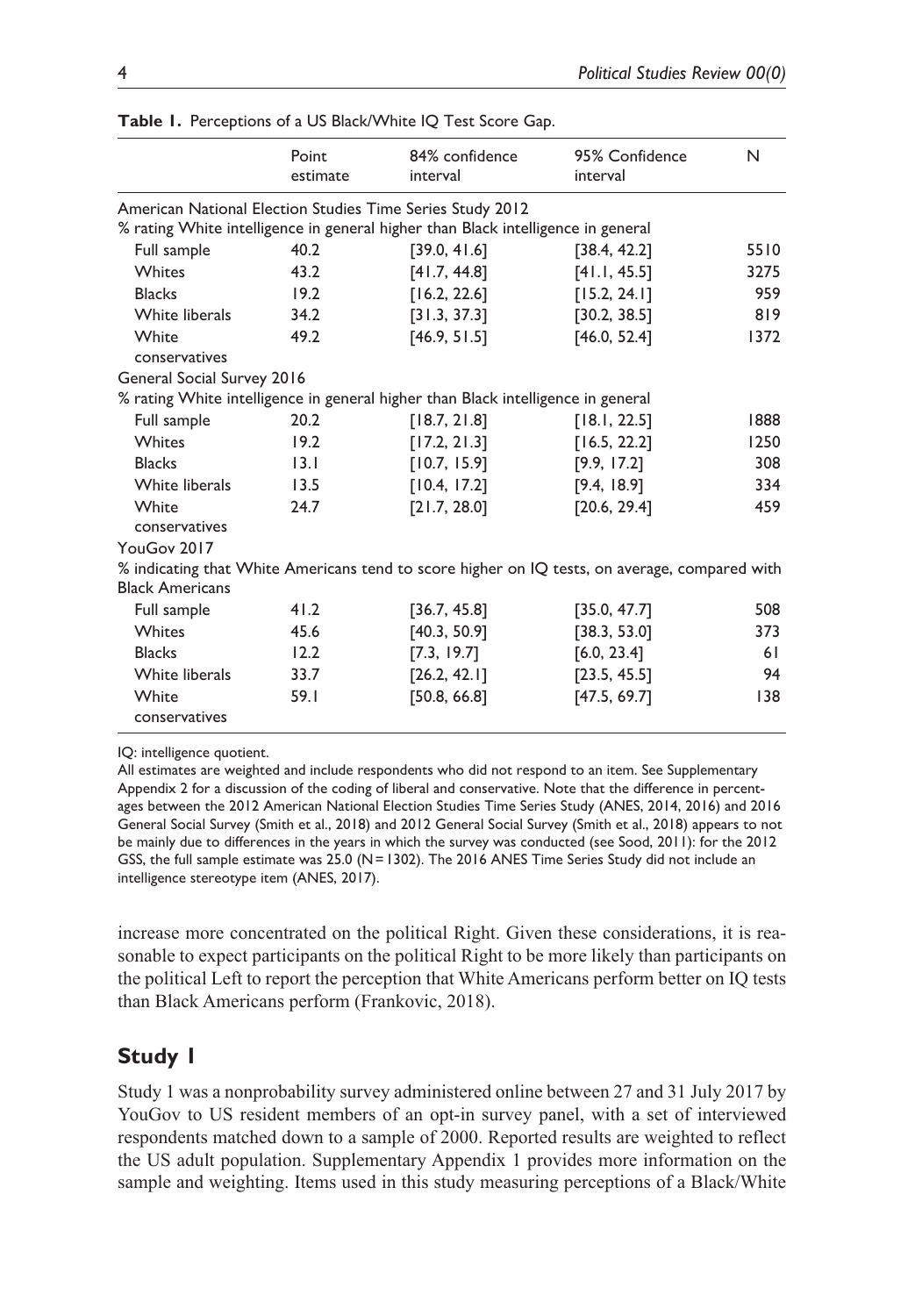**Table 1.** Perceptions of a US Black/White IQ Test Score Gap.

| | Point estimate | 84% confidence interval | 95% Confidence interval | N |
|---|---|---|---|---|
| American National Election Studies Time Series Study 2012 | | | | |
| % rating White intelligence in general higher than Black intelligence in general | | | | |
| Full sample | 40.2 | [39.0, 41.6] | [38.4, 42.2] | 5510 |
| Whites | 43.2 | [41.7, 44.8] | [41.1, 45.5] | 3275 |
| Blacks | 19.2 | [16.2, 22.6] | [15.2, 24.1] | 959 |
| White liberals | 34.2 | [31.3, 37.3] | [30.2, 38.5] | 819 |
| White conservatives | 49.2 | [46.9, 51.5] | [46.0, 52.4] | 1372 |
| General Social Survey 2016 | | | | |
| % rating White intelligence in general higher than Black intelligence in general | | | | |
| Full sample | 20.2 | [18.7, 21.8] | [18.1, 22.5] | 1888 |
| Whites | 19.2 | [17.2, 21.3] | [16.5, 22.2] | 1250 |
| Blacks | 13.1 | [10.7, 15.9] | [9.9, 17.2] | 308 |
| White liberals | 13.5 | [10.4, 17.2] | [9.4, 18.9] | 334 |
| White conservatives | 24.7 | [21.7, 28.0] | [20.6, 29.4] | 459 |
| YouGov 2017 | | | | |
| % indicating that White Americans tend to score higher on IQ tests, on average, compared with Black Americans | | | | |
| Full sample | 41.2 | [36.7, 45.8] | [35.0, 47.7] | 508 |
| Whites | 45.6 | [40.3, 50.9] | [38.3, 53.0] | 373 |
| Blacks | 12.2 | [7.3, 19.7] | [6.0, 23.4] | 61 |
| White liberals | 33.7 | [26.2, 42.1] | [23.5, 45.5] | 94 |
| White conservatives | 59.1 | [50.8, 66.8] | [47.5, 69.7] | 138 |

IQ: intelligence quotient.

All estimates are weighted and include respondents who did not respond to an item. See Supplementary Appendix 2 for a discussion of the coding of liberal and conservative. Note that the difference in percentages between the 2012 American National Election Studies Time Series Study (ANES, 2014, 2016) and 2016 General Social Survey (Smith et al., 2018) and 2012 General Social Survey (Smith et al., 2018) appears to not be mainly due to differences in the years in which the survey was conducted (see Sood, 2011): for the 2012 GSS, the full sample estimate was 25.0 (N = 1302). The 2016 ANES Time Series Study did not include an intelligence stereotype item (ANES, 2017).

increase more concentrated on the political Right. Given these considerations, it is reasonable to expect participants on the political Right to be more likely than participants on the political Left to report the perception that White Americans perform better on IQ tests than Black Americans perform (Frankovic, 2018).

## Study 1

Study 1 was a nonprobability survey administered online between 27 and 31 July 2017 by YouGov to US resident members of an opt-in survey panel, with a set of interviewed respondents matched down to a sample of 2000. Reported results are weighted to reflect the US adult population. Supplementary Appendix 1 provides more information on the sample and weighting. Items used in this study measuring perceptions of a Black/White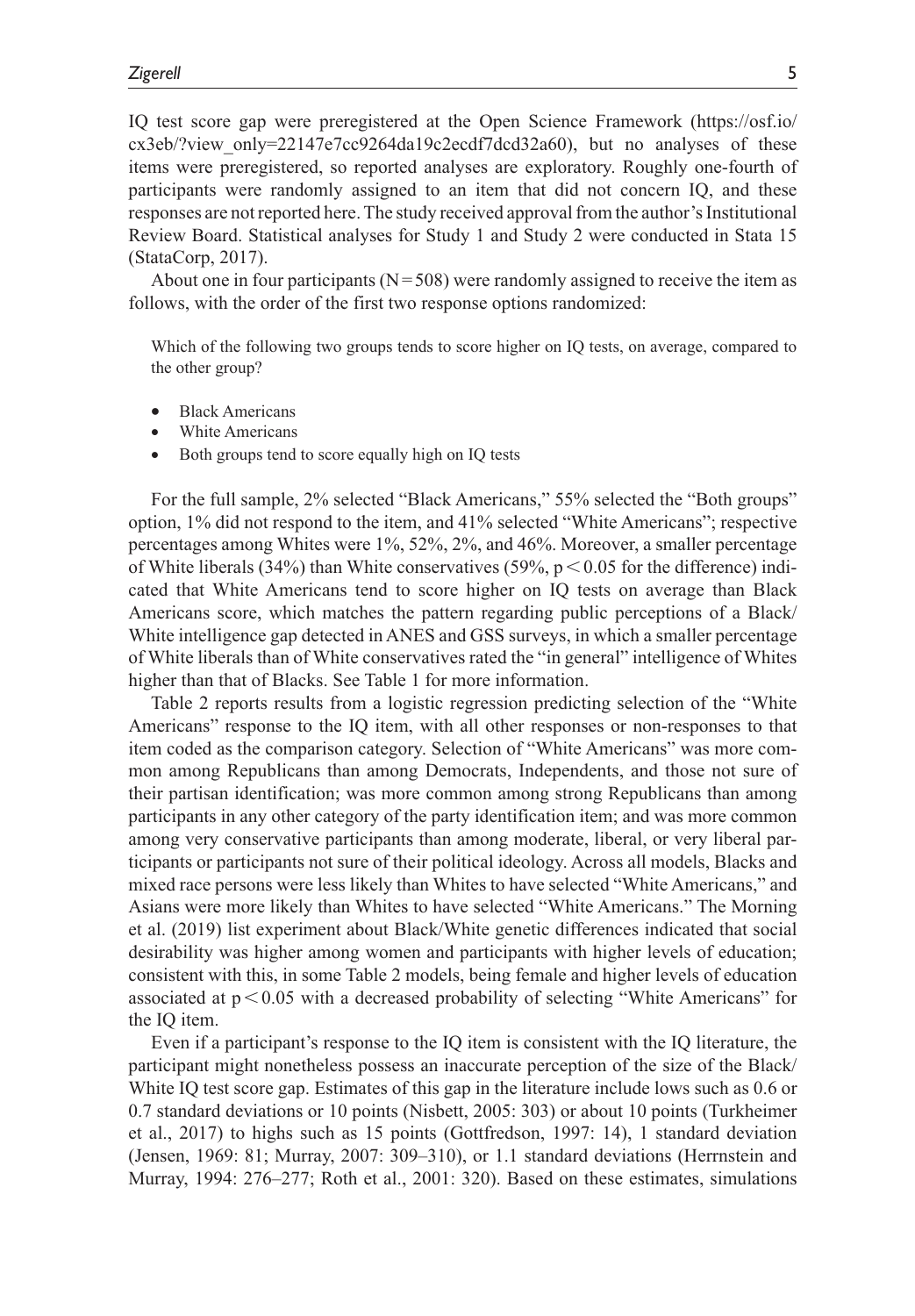IQ test score gap were preregistered at the Open Science Framework (https://osf.io/cx3eb/?view_only=22147e7cc9264da19c2ecdf7dcd32a60), but no analyses of these items were preregistered, so reported analyses are exploratory. Roughly one-fourth of participants were randomly assigned to an item that did not concern IQ, and these responses are not reported here. The study received approval from the author's Institutional Review Board. Statistical analyses for Study 1 and Study 2 were conducted in Stata 15 (StataCorp, 2017).

About one in four participants ($N = 508$) were randomly assigned to receive the item as follows, with the order of the first two response options randomized:

> Which of the following two groups tends to score higher on IQ tests, on average, compared to the other group?
>
> - Black Americans
> - White Americans
> - Both groups tend to score equally high on IQ tests

For the full sample, 2% selected "Black Americans," 55% selected the "Both groups" option, 1% did not respond to the item, and 41% selected "White Americans"; respective percentages among Whites were 1%, 52%, 2%, and 46%. Moreover, a smaller percentage of White liberals (34%) than White conservatives (59%, $p < 0.05$ for the difference) indicated that White Americans tend to score higher on IQ tests on average than Black Americans score, which matches the pattern regarding public perceptions of a Black/White intelligence gap detected in ANES and GSS surveys, in which a smaller percentage of White liberals than of White conservatives rated the "in general" intelligence of Whites higher than that of Blacks. See Table 1 for more information.

Table 2 reports results from a logistic regression predicting selection of the "White Americans" response to the IQ item, with all other responses or non-responses to that item coded as the comparison category. Selection of "White Americans" was more common among Republicans than among Democrats, Independents, and those not sure of their partisan identification; was more common among strong Republicans than among participants in any other category of the party identification item; and was more common among very conservative participants than among moderate, liberal, or very liberal participants or participants not sure of their political ideology. Across all models, Blacks and mixed race persons were less likely than Whites to have selected "White Americans," and Asians were more likely than Whites to have selected "White Americans." The Morning et al. (2019) list experiment about Black/White genetic differences indicated that social desirability was higher among women and participants with higher levels of education; consistent with this, in some Table 2 models, being female and higher levels of education associated at $p < 0.05$ with a decreased probability of selecting "White Americans" for the IQ item.

Even if a participant's response to the IQ item is consistent with the IQ literature, the participant might nonetheless possess an inaccurate perception of the size of the Black/White IQ test score gap. Estimates of this gap in the literature include lows such as 0.6 or 0.7 standard deviations or 10 points (Nisbett, 2005: 303) or about 10 points (Turkheimer et al., 2017) to highs such as 15 points (Gottfredson, 1997: 14), 1 standard deviation (Jensen, 1969: 81; Murray, 2007: 309–310), or 1.1 standard deviations (Herrnstein and Murray, 1994: 276–277; Roth et al., 2001: 320). Based on these estimates, simulations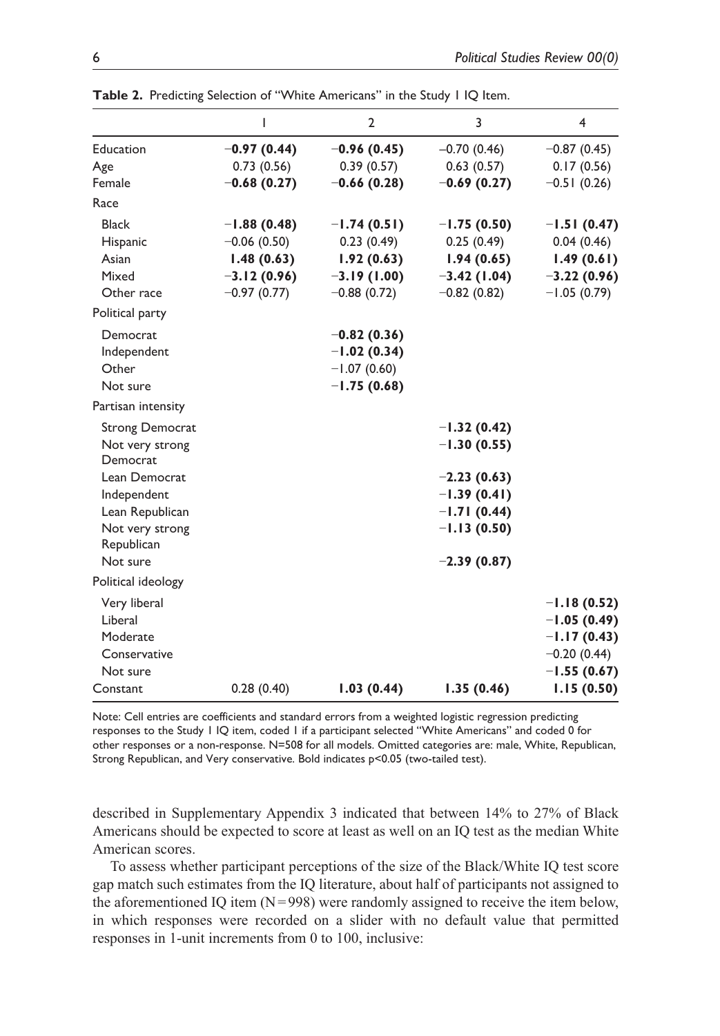**Table 2.** Predicting Selection of "White Americans" in the Study 1 IQ Item.

| | 1 | 2 | 3 | 4 |
|---|---|---|---|---|
| Education | **−0.97 (0.44)** | **−0.96 (0.45)** | −0.70 (0.46) | −0.87 (0.45) |
| Age | 0.73 (0.56) | 0.39 (0.57) | 0.63 (0.57) | 0.17 (0.56) |
| Female | **−0.68 (0.27)** | **−0.66 (0.28)** | **−0.69 (0.27)** | −0.51 (0.26) |
| Race | | | | |
| Black | **−1.88 (0.48)** | **−1.74 (0.51)** | **−1.75 (0.50)** | **−1.51 (0.47)** |
| Hispanic | −0.06 (0.50) | 0.23 (0.49) | 0.25 (0.49) | 0.04 (0.46) |
| Asian | **1.48 (0.63)** | **1.92 (0.63)** | **1.94 (0.65)** | **1.49 (0.61)** |
| Mixed | **−3.12 (0.96)** | **−3.19 (1.00)** | **−3.42 (1.04)** | **−3.22 (0.96)** |
| Other race | −0.97 (0.77) | −0.88 (0.72) | −0.82 (0.82) | −1.05 (0.79) |
| Political party | | | | |
| Democrat | | **−0.82 (0.36)** | | |
| Independent | | **−1.02 (0.34)** | | |
| Other | | −1.07 (0.60) | | |
| Not sure | | **−1.75 (0.68)** | | |
| Partisan intensity | | | | |
| Strong Democrat | | | **−1.32 (0.42)** | |
| Not very strong Democrat | | | **−1.30 (0.55)** | |
| Lean Democrat | | | **−2.23 (0.63)** | |
| Independent | | | **−1.39 (0.41)** | |
| Lean Republican | | | **−1.71 (0.44)** | |
| Not very strong Republican | | | **−1.13 (0.50)** | |
| Not sure | | | **−2.39 (0.87)** | |
| Political ideology | | | | |
| Very liberal | | | | **−1.18 (0.52)** |
| Liberal | | | | **−1.05 (0.49)** |
| Moderate | | | | **−1.17 (0.43)** |
| Conservative | | | | −0.20 (0.44) |
| Not sure | | | | **−1.55 (0.67)** |
| Constant | 0.28 (0.40) | **1.03 (0.44)** | **1.35 (0.46)** | **1.15 (0.50)** |

Note: Cell entries are coefficients and standard errors from a weighted logistic regression predicting responses to the Study 1 IQ item, coded 1 if a participant selected "White Americans" and coded 0 for other responses or a non-response. N=508 for all models. Omitted categories are: male, White, Republican, Strong Republican, and Very conservative. Bold indicates p<0.05 (two-tailed test).

described in Supplementary Appendix 3 indicated that between 14% to 27% of Black Americans should be expected to score at least as well on an IQ test as the median White American scores.

To assess whether participant perceptions of the size of the Black/White IQ test score gap match such estimates from the IQ literature, about half of participants not assigned to the aforementioned IQ item (N = 998) were randomly assigned to receive the item below, in which responses were recorded on a slider with no default value that permitted responses in 1-unit increments from 0 to 100, inclusive: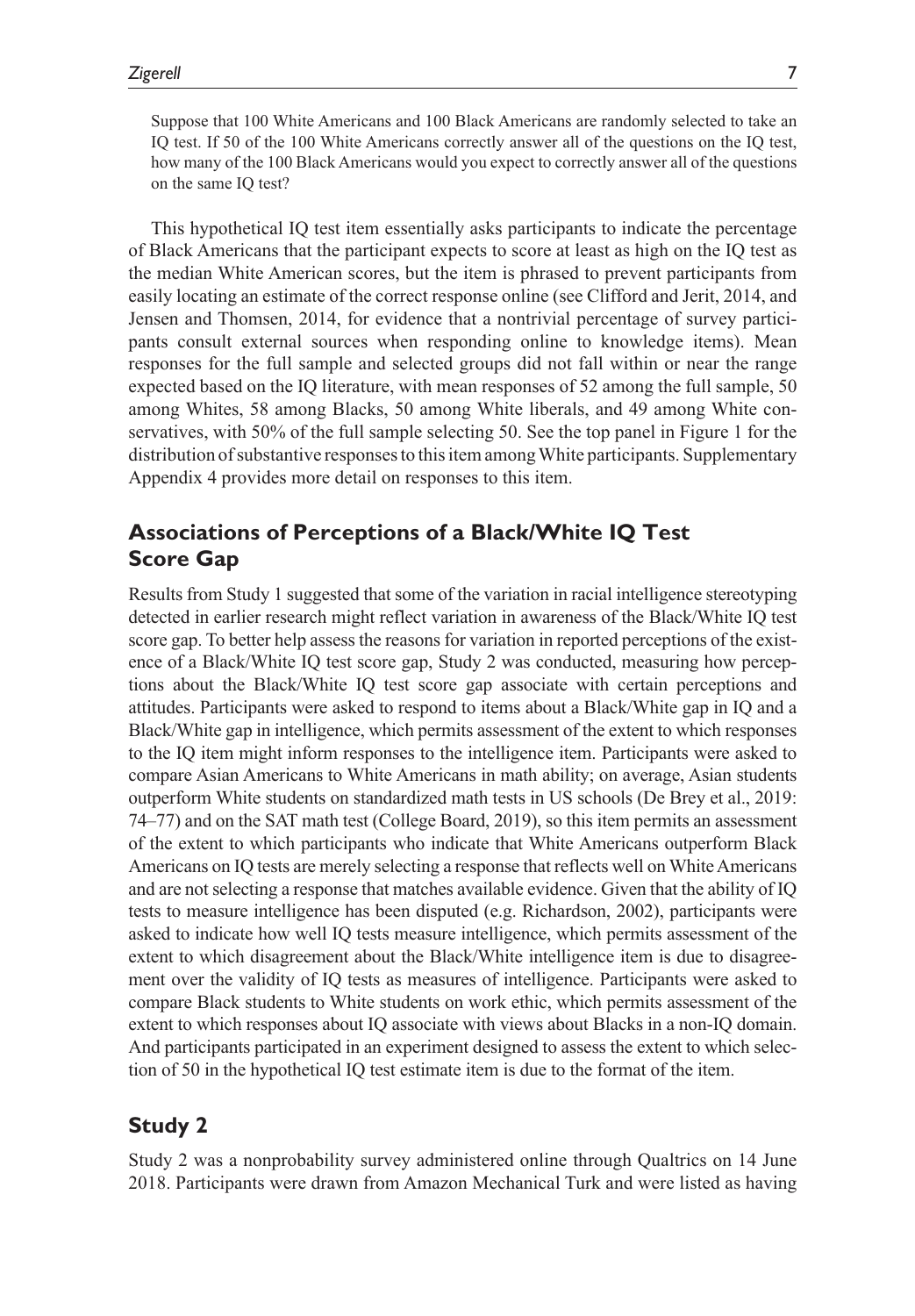> Suppose that 100 White Americans and 100 Black Americans are randomly selected to take an IQ test. If 50 of the 100 White Americans correctly answer all of the questions on the IQ test, how many of the 100 Black Americans would you expect to correctly answer all of the questions on the same IQ test?

This hypothetical IQ test item essentially asks participants to indicate the percentage of Black Americans that the participant expects to score at least as high on the IQ test as the median White American scores, but the item is phrased to prevent participants from easily locating an estimate of the correct response online (see Clifford and Jerit, 2014, and Jensen and Thomsen, 2014, for evidence that a nontrivial percentage of survey participants consult external sources when responding online to knowledge items). Mean responses for the full sample and selected groups did not fall within or near the range expected based on the IQ literature, with mean responses of 52 among the full sample, 50 among Whites, 58 among Blacks, 50 among White liberals, and 49 among White conservatives, with 50% of the full sample selecting 50. See the top panel in Figure 1 for the distribution of substantive responses to this item among White participants. Supplementary Appendix 4 provides more detail on responses to this item.

## Associations of Perceptions of a Black/White IQ Test Score Gap

Results from Study 1 suggested that some of the variation in racial intelligence stereotyping detected in earlier research might reflect variation in awareness of the Black/White IQ test score gap. To better help assess the reasons for variation in reported perceptions of the existence of a Black/White IQ test score gap, Study 2 was conducted, measuring how perceptions about the Black/White IQ test score gap associate with certain perceptions and attitudes. Participants were asked to respond to items about a Black/White gap in IQ and a Black/White gap in intelligence, which permits assessment of the extent to which responses to the IQ item might inform responses to the intelligence item. Participants were asked to compare Asian Americans to White Americans in math ability; on average, Asian students outperform White students on standardized math tests in US schools (De Brey et al., 2019: 74–77) and on the SAT math test (College Board, 2019), so this item permits an assessment of the extent to which participants who indicate that White Americans outperform Black Americans on IQ tests are merely selecting a response that reflects well on White Americans and are not selecting a response that matches available evidence. Given that the ability of IQ tests to measure intelligence has been disputed (e.g. Richardson, 2002), participants were asked to indicate how well IQ tests measure intelligence, which permits assessment of the extent to which disagreement about the Black/White intelligence item is due to disagreement over the validity of IQ tests as measures of intelligence. Participants were asked to compare Black students to White students on work ethic, which permits assessment of the extent to which responses about IQ associate with views about Blacks in a non-IQ domain. And participants participated in an experiment designed to assess the extent to which selection of 50 in the hypothetical IQ test estimate item is due to the format of the item.

## Study 2

Study 2 was a nonprobability survey administered online through Qualtrics on 14 June 2018. Participants were drawn from Amazon Mechanical Turk and were listed as having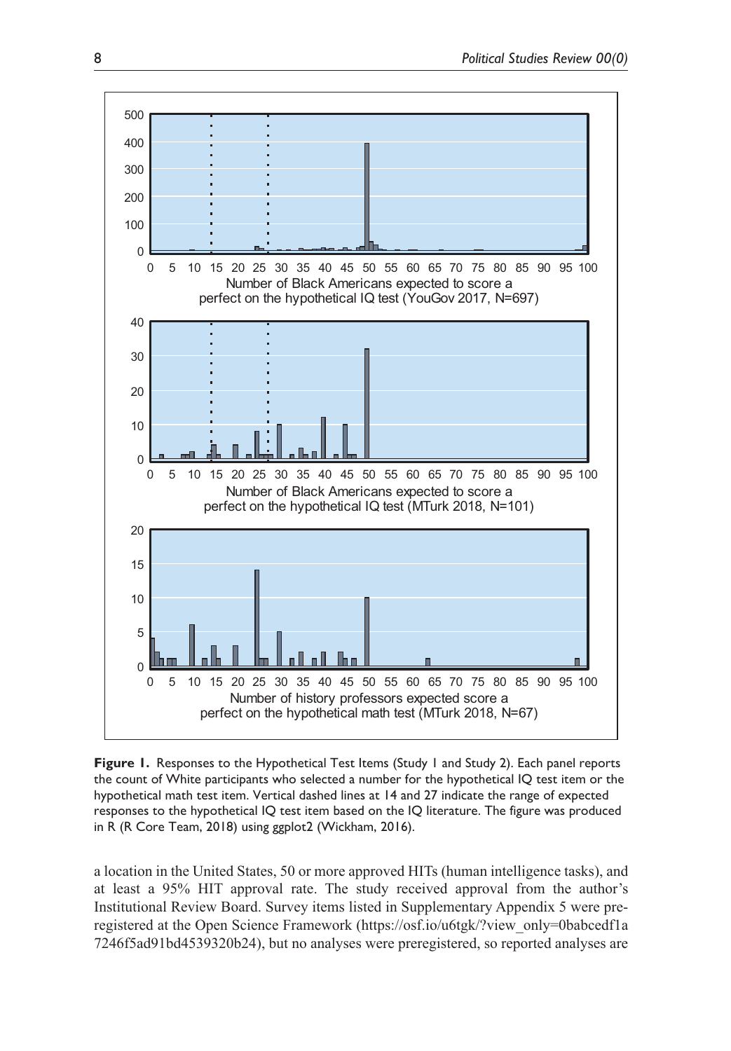**Figure 1.** Responses to the Hypothetical Test Items (Study 1 and Study 2). Each panel reports the count of White participants who selected a number for the hypothetical IQ test item or the hypothetical math test item. Vertical dashed lines at 14 and 27 indicate the range of expected responses to the hypothetical IQ test item based on the IQ literature. The figure was produced in R (R Core Team, 2018) using ggplot2 (Wickham, 2016).

a location in the United States, 50 or more approved HITs (human intelligence tasks), and at least a 95% HIT approval rate. The study received approval from the author's Institutional Review Board. Survey items listed in Supplementary Appendix 5 were preregistered at the Open Science Framework (https://osf.io/u6tgk/?view_only=0babcedf1a7246f5ad91bd4539320b24), but no analyses were preregistered, so reported analyses are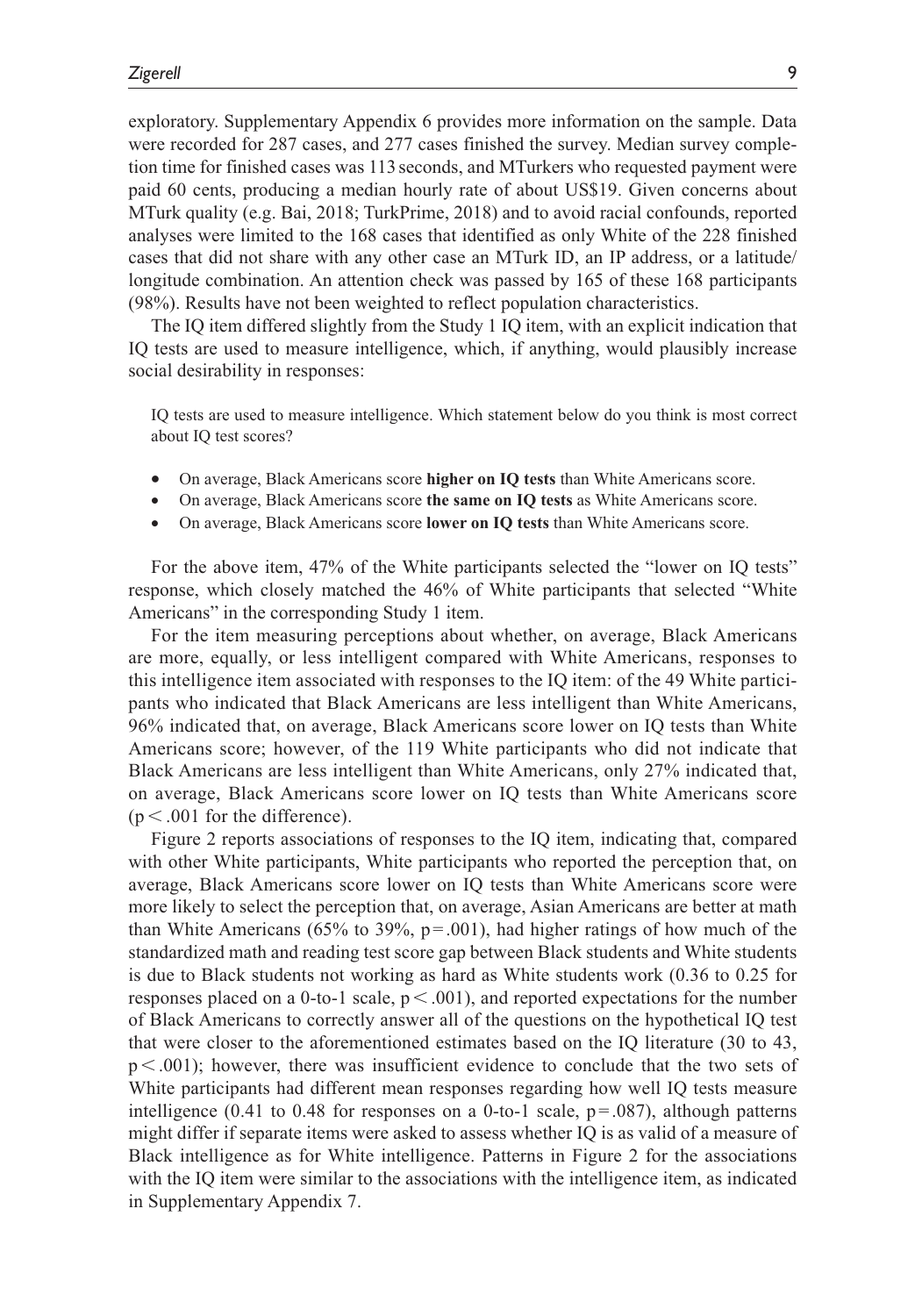exploratory. Supplementary Appendix 6 provides more information on the sample. Data were recorded for 287 cases, and 277 cases finished the survey. Median survey completion time for finished cases was 113 seconds, and MTurkers who requested payment were paid 60 cents, producing a median hourly rate of about US$19. Given concerns about MTurk quality (e.g. Bai, 2018; TurkPrime, 2018) and to avoid racial confounds, reported analyses were limited to the 168 cases that identified as only White of the 228 finished cases that did not share with any other case an MTurk ID, an IP address, or a latitude/longitude combination. An attention check was passed by 165 of these 168 participants (98%). Results have not been weighted to reflect population characteristics.

The IQ item differed slightly from the Study 1 IQ item, with an explicit indication that IQ tests are used to measure intelligence, which, if anything, would plausibly increase social desirability in responses:

> IQ tests are used to measure intelligence. Which statement below do you think is most correct about IQ test scores?

- On average, Black Americans score **higher on IQ tests** than White Americans score.
- On average, Black Americans score **the same on IQ tests** as White Americans score.
- On average, Black Americans score **lower on IQ tests** than White Americans score.

For the above item, 47% of the White participants selected the "lower on IQ tests" response, which closely matched the 46% of White participants that selected "White Americans" in the corresponding Study 1 item.

For the item measuring perceptions about whether, on average, Black Americans are more, equally, or less intelligent compared with White Americans, responses to this intelligence item associated with responses to the IQ item: of the 49 White participants who indicated that Black Americans are less intelligent than White Americans, 96% indicated that, on average, Black Americans score lower on IQ tests than White Americans score; however, of the 119 White participants who did not indicate that Black Americans are less intelligent than White Americans, only 27% indicated that, on average, Black Americans score lower on IQ tests than White Americans score ($p < .001$ for the difference).

Figure 2 reports associations of responses to the IQ item, indicating that, compared with other White participants, White participants who reported the perception that, on average, Black Americans score lower on IQ tests than White Americans score were more likely to select the perception that, on average, Asian Americans are better at math than White Americans (65% to 39%, $p = .001$), had higher ratings of how much of the standardized math and reading test score gap between Black students and White students is due to Black students not working as hard as White students work (0.36 to 0.25 for responses placed on a 0-to-1 scale, $p < .001$), and reported expectations for the number of Black Americans to correctly answer all of the questions on the hypothetical IQ test that were closer to the aforementioned estimates based on the IQ literature (30 to 43, $p < .001$); however, there was insufficient evidence to conclude that the two sets of White participants had different mean responses regarding how well IQ tests measure intelligence (0.41 to 0.48 for responses on a 0-to-1 scale, $p = .087$), although patterns might differ if separate items were asked to assess whether IQ is as valid of a measure of Black intelligence as for White intelligence. Patterns in Figure 2 for the associations with the IQ item were similar to the associations with the intelligence item, as indicated in Supplementary Appendix 7.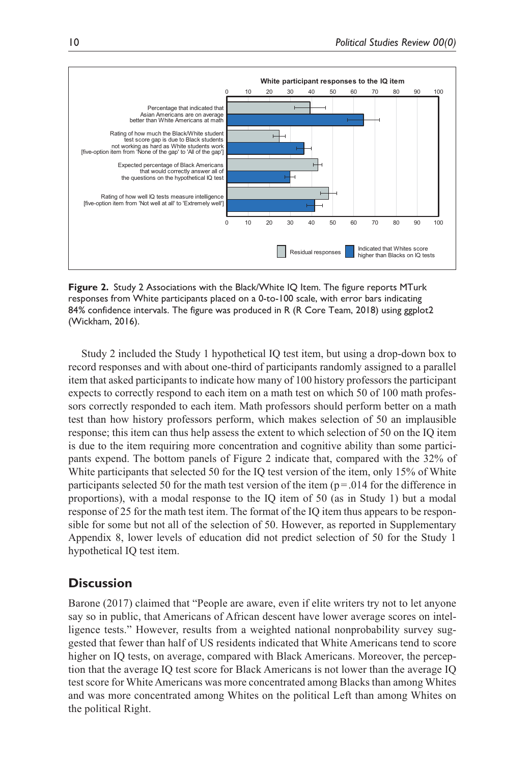**Figure 2.** Study 2 Associations with the Black/White IQ Item. The figure reports MTurk responses from White participants placed on a 0-to-100 scale, with error bars indicating 84% confidence intervals. The figure was produced in R (R Core Team, 2018) using ggplot2 (Wickham, 2016).

Study 2 included the Study 1 hypothetical IQ test item, but using a drop-down box to record responses and with about one-third of participants randomly assigned to a parallel item that asked participants to indicate how many of 100 history professors the participant expects to correctly respond to each item on a math test on which 50 of 100 math professors correctly responded to each item. Math professors should perform better on a math test than how history professors perform, which makes selection of 50 an implausible response; this item can thus help assess the extent to which selection of 50 on the IQ item is due to the item requiring more concentration and cognitive ability than some participants expend. The bottom panels of Figure 2 indicate that, compared with the 32% of White participants that selected 50 for the IQ test version of the item, only 15% of White participants selected 50 for the math test version of the item ($p = .014$ for the difference in proportions), with a modal response to the IQ item of 50 (as in Study 1) but a modal response of 25 for the math test item. The format of the IQ item thus appears to be responsible for some but not all of the selection of 50. However, as reported in Supplementary Appendix 8, lower levels of education did not predict selection of 50 for the Study 1 hypothetical IQ test item.

## Discussion

Barone (2017) claimed that "People are aware, even if elite writers try not to let anyone say so in public, that Americans of African descent have lower average scores on intelligence tests." However, results from a weighted national nonprobability survey suggested that fewer than half of US residents indicated that White Americans tend to score higher on IQ tests, on average, compared with Black Americans. Moreover, the perception that the average IQ test score for Black Americans is not lower than the average IQ test score for White Americans was more concentrated among Blacks than among Whites and was more concentrated among Whites on the political Left than among Whites on the political Right.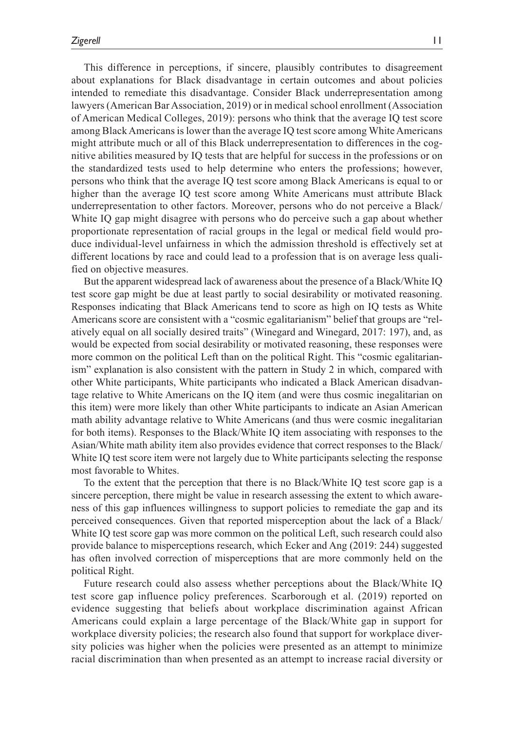This difference in perceptions, if sincere, plausibly contributes to disagreement about explanations for Black disadvantage in certain outcomes and about policies intended to remediate this disadvantage. Consider Black underrepresentation among lawyers (American Bar Association, 2019) or in medical school enrollment (Association of American Medical Colleges, 2019): persons who think that the average IQ test score among Black Americans is lower than the average IQ test score among White Americans might attribute much or all of this Black underrepresentation to differences in the cognitive abilities measured by IQ tests that are helpful for success in the professions or on the standardized tests used to help determine who enters the professions; however, persons who think that the average IQ test score among Black Americans is equal to or higher than the average IQ test score among White Americans must attribute Black underrepresentation to other factors. Moreover, persons who do not perceive a Black/White IQ gap might disagree with persons who do perceive such a gap about whether proportionate representation of racial groups in the legal or medical field would produce individual-level unfairness in which the admission threshold is effectively set at different locations by race and could lead to a profession that is on average less qualified on objective measures.

But the apparent widespread lack of awareness about the presence of a Black/White IQ test score gap might be due at least partly to social desirability or motivated reasoning. Responses indicating that Black Americans tend to score as high on IQ tests as White Americans score are consistent with a "cosmic egalitarianism" belief that groups are "relatively equal on all socially desired traits" (Winegard and Winegard, 2017: 197), and, as would be expected from social desirability or motivated reasoning, these responses were more common on the political Left than on the political Right. This "cosmic egalitarianism" explanation is also consistent with the pattern in Study 2 in which, compared with other White participants, White participants who indicated a Black American disadvantage relative to White Americans on the IQ item (and were thus cosmic inegalitarian on this item) were more likely than other White participants to indicate an Asian American math ability advantage relative to White Americans (and thus were cosmic inegalitarian for both items). Responses to the Black/White IQ item associating with responses to the Asian/White math ability item also provides evidence that correct responses to the Black/White IQ test score item were not largely due to White participants selecting the response most favorable to Whites.

To the extent that the perception that there is no Black/White IQ test score gap is a sincere perception, there might be value in research assessing the extent to which awareness of this gap influences willingness to support policies to remediate the gap and its perceived consequences. Given that reported misperception about the lack of a Black/White IQ test score gap was more common on the political Left, such research could also provide balance to misperceptions research, which Ecker and Ang (2019: 244) suggested has often involved correction of misperceptions that are more commonly held on the political Right.

Future research could also assess whether perceptions about the Black/White IQ test score gap influence policy preferences. Scarborough et al. (2019) reported on evidence suggesting that beliefs about workplace discrimination against African Americans could explain a large percentage of the Black/White gap in support for workplace diversity policies; the research also found that support for workplace diversity policies was higher when the policies were presented as an attempt to minimize racial discrimination than when presented as an attempt to increase racial diversity or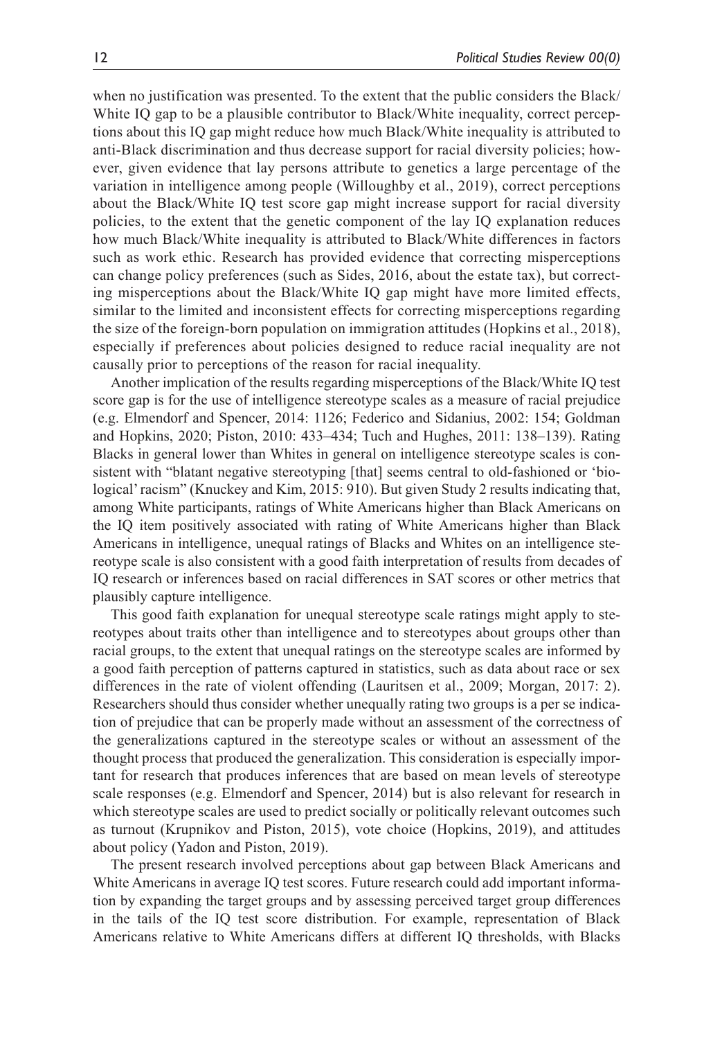when no justification was presented. To the extent that the public considers the Black/White IQ gap to be a plausible contributor to Black/White inequality, correct perceptions about this IQ gap might reduce how much Black/White inequality is attributed to anti-Black discrimination and thus decrease support for racial diversity policies; however, given evidence that lay persons attribute to genetics a large percentage of the variation in intelligence among people (Willoughby et al., 2019), correct perceptions about the Black/White IQ test score gap might increase support for racial diversity policies, to the extent that the genetic component of the lay IQ explanation reduces how much Black/White inequality is attributed to Black/White differences in factors such as work ethic. Research has provided evidence that correcting misperceptions can change policy preferences (such as Sides, 2016, about the estate tax), but correcting misperceptions about the Black/White IQ gap might have more limited effects, similar to the limited and inconsistent effects for correcting misperceptions regarding the size of the foreign-born population on immigration attitudes (Hopkins et al., 2018), especially if preferences about policies designed to reduce racial inequality are not causally prior to perceptions of the reason for racial inequality.

Another implication of the results regarding misperceptions of the Black/White IQ test score gap is for the use of intelligence stereotype scales as a measure of racial prejudice (e.g. Elmendorf and Spencer, 2014: 1126; Federico and Sidanius, 2002: 154; Goldman and Hopkins, 2020; Piston, 2010: 433–434; Tuch and Hughes, 2011: 138–139). Rating Blacks in general lower than Whites in general on intelligence stereotype scales is consistent with "blatant negative stereotyping [that] seems central to old-fashioned or 'biological' racism" (Knuckey and Kim, 2015: 910). But given Study 2 results indicating that, among White participants, ratings of White Americans higher than Black Americans on the IQ item positively associated with rating of White Americans higher than Black Americans in intelligence, unequal ratings of Blacks and Whites on an intelligence stereotype scale is also consistent with a good faith interpretation of results from decades of IQ research or inferences based on racial differences in SAT scores or other metrics that plausibly capture intelligence.

This good faith explanation for unequal stereotype scale ratings might apply to stereotypes about traits other than intelligence and to stereotypes about groups other than racial groups, to the extent that unequal ratings on the stereotype scales are informed by a good faith perception of patterns captured in statistics, such as data about race or sex differences in the rate of violent offending (Lauritsen et al., 2009; Morgan, 2017: 2). Researchers should thus consider whether unequally rating two groups is a per se indication of prejudice that can be properly made without an assessment of the correctness of the generalizations captured in the stereotype scales or without an assessment of the thought process that produced the generalization. This consideration is especially important for research that produces inferences that are based on mean levels of stereotype scale responses (e.g. Elmendorf and Spencer, 2014) but is also relevant for research in which stereotype scales are used to predict socially or politically relevant outcomes such as turnout (Krupnikov and Piston, 2015), vote choice (Hopkins, 2019), and attitudes about policy (Yadon and Piston, 2019).

The present research involved perceptions about gap between Black Americans and White Americans in average IQ test scores. Future research could add important information by expanding the target groups and by assessing perceived target group differences in the tails of the IQ test score distribution. For example, representation of Black Americans relative to White Americans differs at different IQ thresholds, with Blacks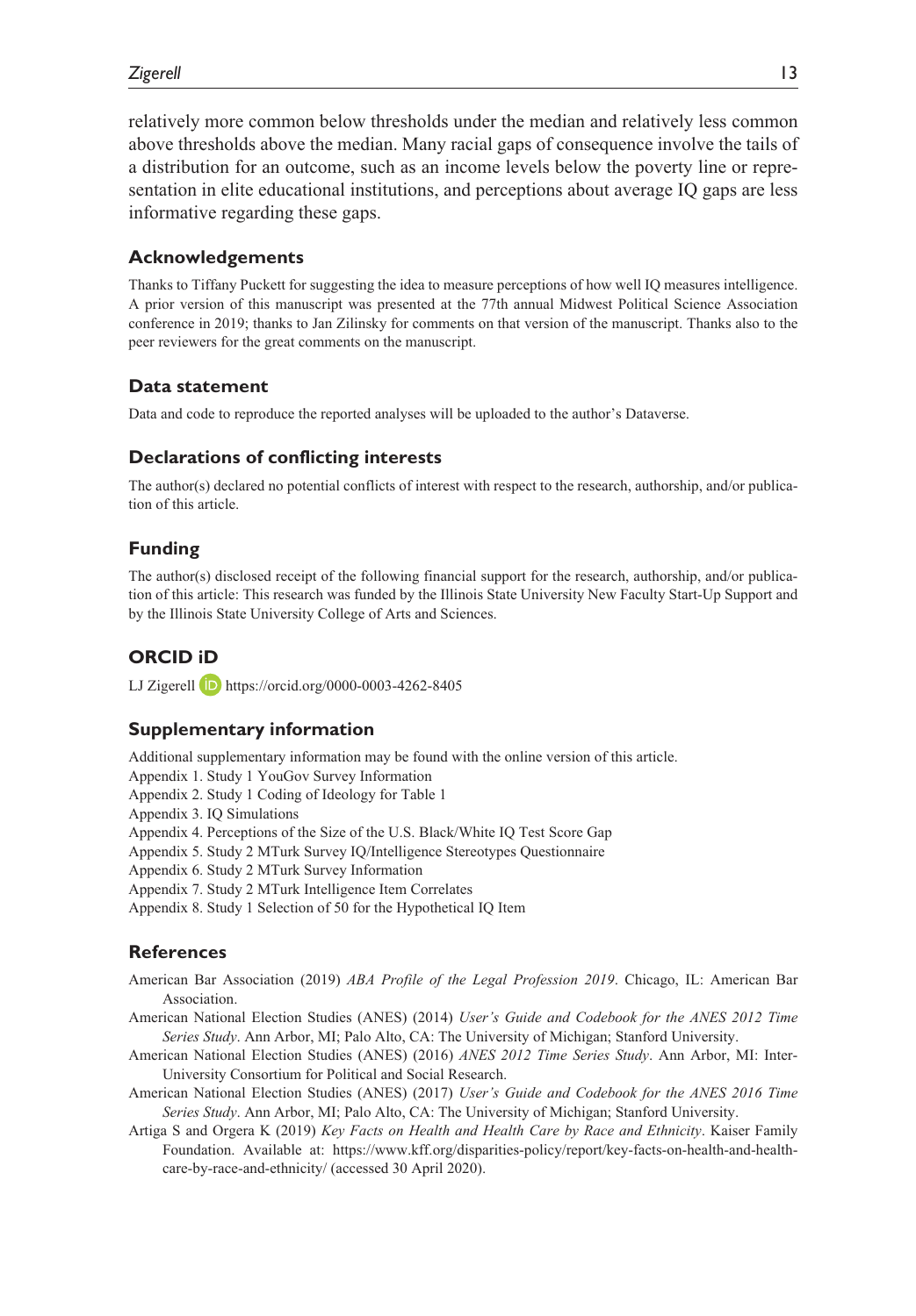relatively more common below thresholds under the median and relatively less common above thresholds above the median. Many racial gaps of consequence involve the tails of a distribution for an outcome, such as an income levels below the poverty line or representation in elite educational institutions, and perceptions about average IQ gaps are less informative regarding these gaps.

## Acknowledgements

Thanks to Tiffany Puckett for suggesting the idea to measure perceptions of how well IQ measures intelligence. A prior version of this manuscript was presented at the 77th annual Midwest Political Science Association conference in 2019; thanks to Jan Zilinsky for comments on that version of the manuscript. Thanks also to the peer reviewers for the great comments on the manuscript.

## Data statement

Data and code to reproduce the reported analyses will be uploaded to the author's Dataverse.

## Declarations of conflicting interests

The author(s) declared no potential conflicts of interest with respect to the research, authorship, and/or publication of this article.

## Funding

The author(s) disclosed receipt of the following financial support for the research, authorship, and/or publication of this article: This research was funded by the Illinois State University New Faculty Start-Up Support and by the Illinois State University College of Arts and Sciences.

## ORCID iD

LJ Zigerell https://orcid.org/0000-0003-4262-8405

## Supplementary information

Additional supplementary information may be found with the online version of this article.

Appendix 1. Study 1 YouGov Survey Information
Appendix 2. Study 1 Coding of Ideology for Table 1
Appendix 3. IQ Simulations
Appendix 4. Perceptions of the Size of the U.S. Black/White IQ Test Score Gap
Appendix 5. Study 2 MTurk Survey IQ/Intelligence Stereotypes Questionnaire
Appendix 6. Study 2 MTurk Survey Information
Appendix 7. Study 2 MTurk Intelligence Item Correlates
Appendix 8. Study 1 Selection of 50 for the Hypothetical IQ Item

## References

American Bar Association (2019) *ABA Profile of the Legal Profession 2019*. Chicago, IL: American Bar Association.

American National Election Studies (ANES) (2014) *User's Guide and Codebook for the ANES 2012 Time Series Study*. Ann Arbor, MI; Palo Alto, CA: The University of Michigan; Stanford University.

American National Election Studies (ANES) (2016) *ANES 2012 Time Series Study*. Ann Arbor, MI: Inter-University Consortium for Political and Social Research.

American National Election Studies (ANES) (2017) *User's Guide and Codebook for the ANES 2016 Time Series Study*. Ann Arbor, MI; Palo Alto, CA: The University of Michigan; Stanford University.

Artiga S and Orgera K (2019) *Key Facts on Health and Health Care by Race and Ethnicity*. Kaiser Family Foundation. Available at: https://www.kff.org/disparities-policy/report/key-facts-on-health-and-health-care-by-race-and-ethnicity/ (accessed 30 April 2020).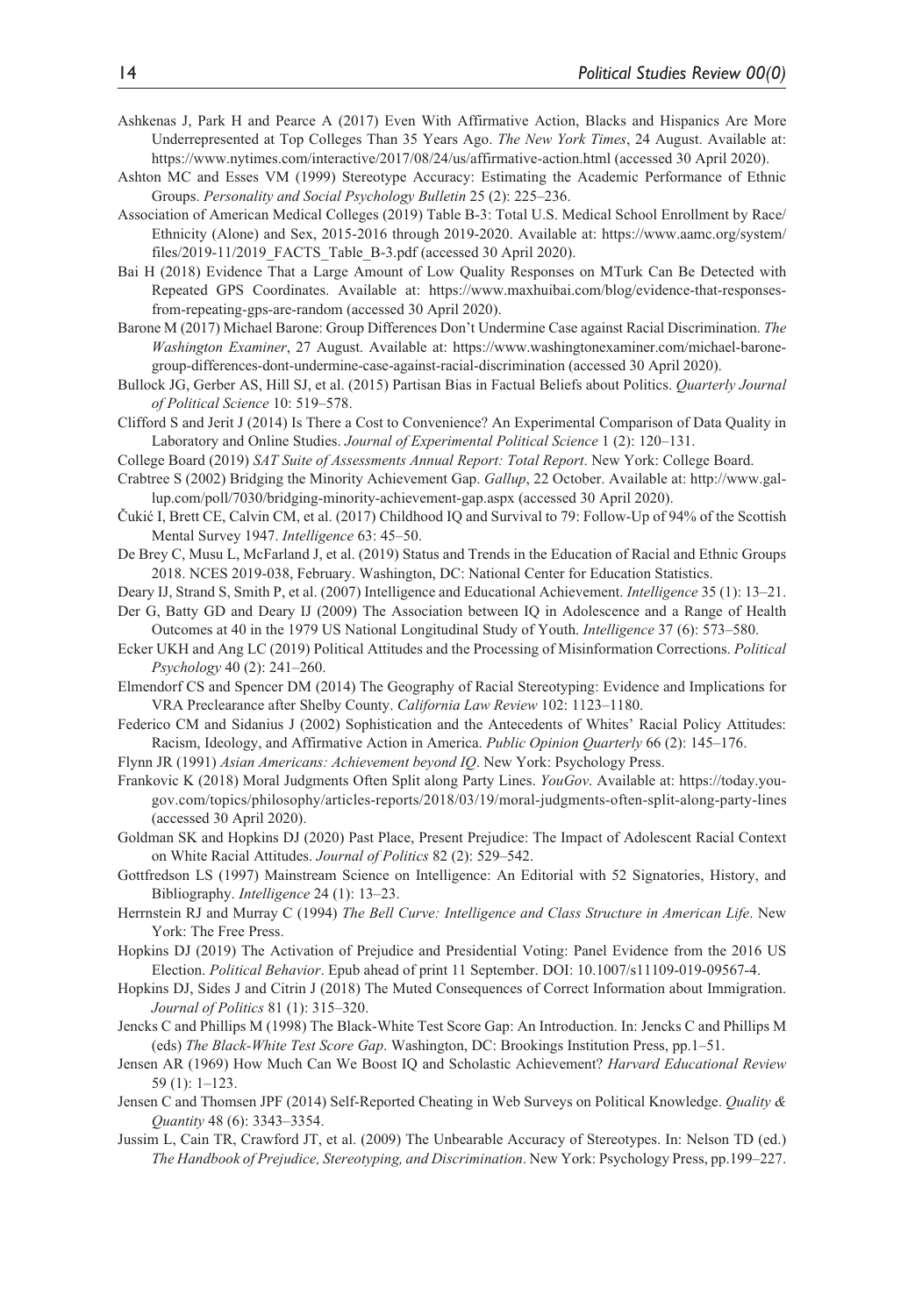Ashkenas J, Park H and Pearce A (2017) Even With Affirmative Action, Blacks and Hispanics Are More Underrepresented at Top Colleges Than 35 Years Ago. *The New York Times*, 24 August. Available at: https://www.nytimes.com/interactive/2017/08/24/us/affirmative-action.html (accessed 30 April 2020).

Ashton MC and Esses VM (1999) Stereotype Accuracy: Estimating the Academic Performance of Ethnic Groups. *Personality and Social Psychology Bulletin* 25 (2): 225–236.

Association of American Medical Colleges (2019) Table B-3: Total U.S. Medical School Enrollment by Race/Ethnicity (Alone) and Sex, 2015-2016 through 2019-2020. Available at: https://www.aamc.org/system/files/2019-11/2019_FACTS_Table_B-3.pdf (accessed 30 April 2020).

Bai H (2018) Evidence That a Large Amount of Low Quality Responses on MTurk Can Be Detected with Repeated GPS Coordinates. Available at: https://www.maxhuibai.com/blog/evidence-that-responses-from-repeating-gps-are-random (accessed 30 April 2020).

Barone M (2017) Michael Barone: Group Differences Don't Undermine Case against Racial Discrimination. *The Washington Examiner*, 27 August. Available at: https://www.washingtonexaminer.com/michael-barone-group-differences-dont-undermine-case-against-racial-discrimination (accessed 30 April 2020).

Bullock JG, Gerber AS, Hill SJ, et al. (2015) Partisan Bias in Factual Beliefs about Politics. *Quarterly Journal of Political Science* 10: 519–578.

Clifford S and Jerit J (2014) Is There a Cost to Convenience? An Experimental Comparison of Data Quality in Laboratory and Online Studies. *Journal of Experimental Political Science* 1 (2): 120–131.

College Board (2019) *SAT Suite of Assessments Annual Report: Total Report*. New York: College Board.

Crabtree S (2002) Bridging the Minority Achievement Gap. *Gallup*, 22 October. Available at: http://www.gallup.com/poll/7030/bridging-minority-achievement-gap.aspx (accessed 30 April 2020).

Čukić I, Brett CE, Calvin CM, et al. (2017) Childhood IQ and Survival to 79: Follow-Up of 94% of the Scottish Mental Survey 1947. *Intelligence* 63: 45–50.

De Brey C, Musu L, McFarland J, et al. (2019) Status and Trends in the Education of Racial and Ethnic Groups 2018. NCES 2019-038, February. Washington, DC: National Center for Education Statistics.

Deary IJ, Strand S, Smith P, et al. (2007) Intelligence and Educational Achievement. *Intelligence* 35 (1): 13–21.

Der G, Batty GD and Deary IJ (2009) The Association between IQ in Adolescence and a Range of Health Outcomes at 40 in the 1979 US National Longitudinal Study of Youth. *Intelligence* 37 (6): 573–580.

Ecker UKH and Ang LC (2019) Political Attitudes and the Processing of Misinformation Corrections. *Political Psychology* 40 (2): 241–260.

Elmendorf CS and Spencer DM (2014) The Geography of Racial Stereotyping: Evidence and Implications for VRA Preclearance after Shelby County. *California Law Review* 102: 1123–1180.

Federico CM and Sidanius J (2002) Sophistication and the Antecedents of Whites' Racial Policy Attitudes: Racism, Ideology, and Affirmative Action in America. *Public Opinion Quarterly* 66 (2): 145–176.

Flynn JR (1991) *Asian Americans: Achievement beyond IQ*. New York: Psychology Press.

Frankovic K (2018) Moral Judgments Often Split along Party Lines. *YouGov*. Available at: https://today.yougov.com/topics/philosophy/articles-reports/2018/03/19/moral-judgments-often-split-along-party-lines (accessed 30 April 2020).

Goldman SK and Hopkins DJ (2020) Past Place, Present Prejudice: The Impact of Adolescent Racial Context on White Racial Attitudes. *Journal of Politics* 82 (2): 529–542.

Gottfredson LS (1997) Mainstream Science on Intelligence: An Editorial with 52 Signatories, History, and Bibliography. *Intelligence* 24 (1): 13–23.

Herrnstein RJ and Murray C (1994) *The Bell Curve: Intelligence and Class Structure in American Life*. New York: The Free Press.

Hopkins DJ (2019) The Activation of Prejudice and Presidential Voting: Panel Evidence from the 2016 US Election. *Political Behavior*. Epub ahead of print 11 September. DOI: 10.1007/s11109-019-09567-4.

Hopkins DJ, Sides J and Citrin J (2018) The Muted Consequences of Correct Information about Immigration. *Journal of Politics* 81 (1): 315–320.

Jencks C and Phillips M (1998) The Black-White Test Score Gap: An Introduction. In: Jencks C and Phillips M (eds) *The Black-White Test Score Gap*. Washington, DC: Brookings Institution Press, pp.1–51.

Jensen AR (1969) How Much Can We Boost IQ and Scholastic Achievement? *Harvard Educational Review* 59 (1): 1–123.

Jensen C and Thomsen JPF (2014) Self-Reported Cheating in Web Surveys on Political Knowledge. *Quality & Quantity* 48 (6): 3343–3354.

Jussim L, Cain TR, Crawford JT, et al. (2009) The Unbearable Accuracy of Stereotypes. In: Nelson TD (ed.) *The Handbook of Prejudice, Stereotyping, and Discrimination*. New York: Psychology Press, pp.199–227.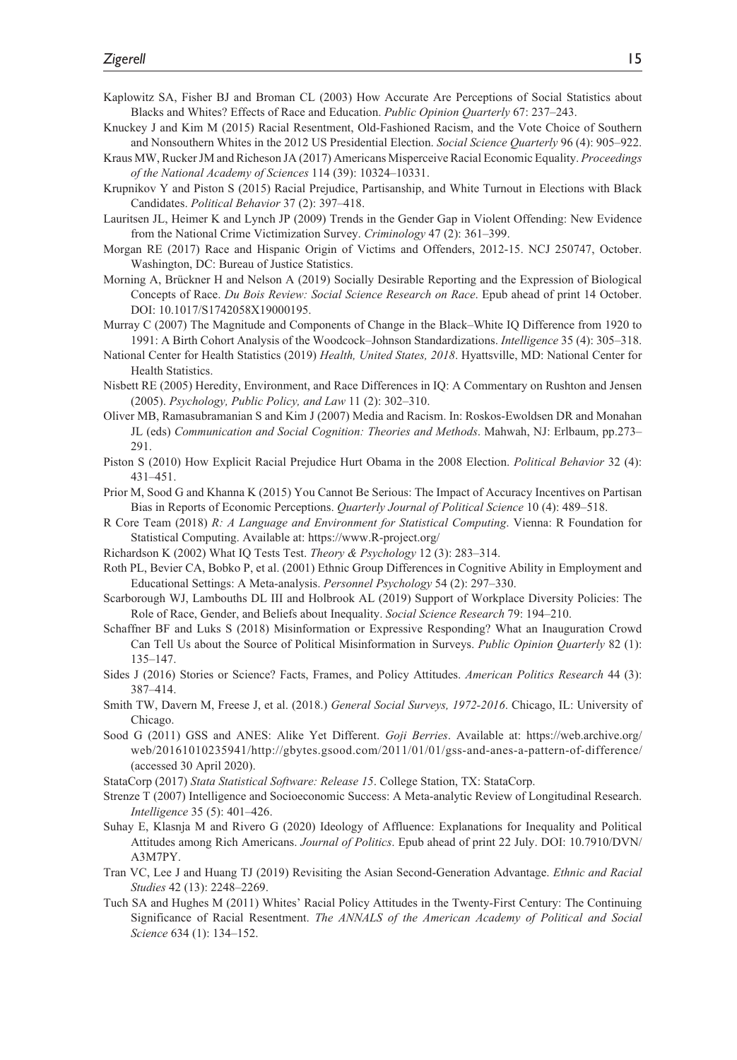Kaplowitz SA, Fisher BJ and Broman CL (2003) How Accurate Are Perceptions of Social Statistics about Blacks and Whites? Effects of Race and Education. *Public Opinion Quarterly* 67: 237–243.

Knuckey J and Kim M (2015) Racial Resentment, Old-Fashioned Racism, and the Vote Choice of Southern and Nonsouthern Whites in the 2012 US Presidential Election. *Social Science Quarterly* 96 (4): 905–922.

Kraus MW, Rucker JM and Richeson JA (2017) Americans Misperceive Racial Economic Equality. *Proceedings of the National Academy of Sciences* 114 (39): 10324–10331.

Krupnikov Y and Piston S (2015) Racial Prejudice, Partisanship, and White Turnout in Elections with Black Candidates. *Political Behavior* 37 (2): 397–418.

Lauritsen JL, Heimer K and Lynch JP (2009) Trends in the Gender Gap in Violent Offending: New Evidence from the National Crime Victimization Survey. *Criminology* 47 (2): 361–399.

Morgan RE (2017) Race and Hispanic Origin of Victims and Offenders, 2012-15. NCJ 250747, October. Washington, DC: Bureau of Justice Statistics.

Morning A, Brückner H and Nelson A (2019) Socially Desirable Reporting and the Expression of Biological Concepts of Race. *Du Bois Review: Social Science Research on Race*. Epub ahead of print 14 October. DOI: 10.1017/S1742058X19000195.

Murray C (2007) The Magnitude and Components of Change in the Black–White IQ Difference from 1920 to 1991: A Birth Cohort Analysis of the Woodcock–Johnson Standardizations. *Intelligence* 35 (4): 305–318.

National Center for Health Statistics (2019) *Health, United States, 2018*. Hyattsville, MD: National Center for Health Statistics.

Nisbett RE (2005) Heredity, Environment, and Race Differences in IQ: A Commentary on Rushton and Jensen (2005). *Psychology, Public Policy, and Law* 11 (2): 302–310.

Oliver MB, Ramasubramanian S and Kim J (2007) Media and Racism. In: Roskos-Ewoldsen DR and Monahan JL (eds) *Communication and Social Cognition: Theories and Methods*. Mahwah, NJ: Erlbaum, pp.273–291.

Piston S (2010) How Explicit Racial Prejudice Hurt Obama in the 2008 Election. *Political Behavior* 32 (4): 431–451.

Prior M, Sood G and Khanna K (2015) You Cannot Be Serious: The Impact of Accuracy Incentives on Partisan Bias in Reports of Economic Perceptions. *Quarterly Journal of Political Science* 10 (4): 489–518.

R Core Team (2018) *R: A Language and Environment for Statistical Computing*. Vienna: R Foundation for Statistical Computing. Available at: https://www.R-project.org/

Richardson K (2002) What IQ Tests Test. *Theory & Psychology* 12 (3): 283–314.

Roth PL, Bevier CA, Bobko P, et al. (2001) Ethnic Group Differences in Cognitive Ability in Employment and Educational Settings: A Meta-analysis. *Personnel Psychology* 54 (2): 297–330.

Scarborough WJ, Lambouths DL III and Holbrook AL (2019) Support of Workplace Diversity Policies: The Role of Race, Gender, and Beliefs about Inequality. *Social Science Research* 79: 194–210.

Schaffner BF and Luks S (2018) Misinformation or Expressive Responding? What an Inauguration Crowd Can Tell Us about the Source of Political Misinformation in Surveys. *Public Opinion Quarterly* 82 (1): 135–147.

Sides J (2016) Stories or Science? Facts, Frames, and Policy Attitudes. *American Politics Research* 44 (3): 387–414.

Smith TW, Davern M, Freese J, et al. (2018.) *General Social Surveys, 1972-2016*. Chicago, IL: University of Chicago.

Sood G (2011) GSS and ANES: Alike Yet Different. *Goji Berries*. Available at: https://web.archive.org/web/20161010235941/http://gbytes.gsood.com/2011/01/01/gss-and-anes-a-pattern-of-difference/ (accessed 30 April 2020).

StataCorp (2017) *Stata Statistical Software: Release 15*. College Station, TX: StataCorp.

Strenze T (2007) Intelligence and Socioeconomic Success: A Meta-analytic Review of Longitudinal Research. *Intelligence* 35 (5): 401–426.

Suhay E, Klasnja M and Rivero G (2020) Ideology of Affluence: Explanations for Inequality and Political Attitudes among Rich Americans. *Journal of Politics*. Epub ahead of print 22 July. DOI: 10.7910/DVN/A3M7PY.

Tran VC, Lee J and Huang TJ (2019) Revisiting the Asian Second-Generation Advantage. *Ethnic and Racial Studies* 42 (13): 2248–2269.

Tuch SA and Hughes M (2011) Whites' Racial Policy Attitudes in the Twenty-First Century: The Continuing Significance of Racial Resentment. *The ANNALS of the American Academy of Political and Social Science* 634 (1): 134–152.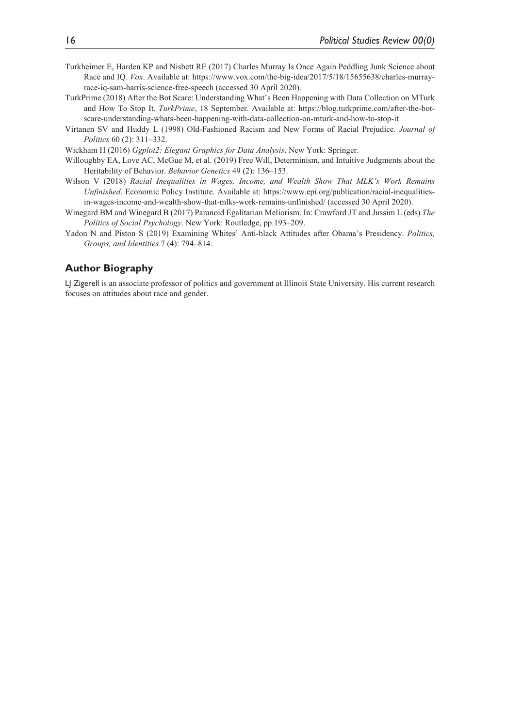Turkheimer E, Harden KP and Nisbett RE (2017) Charles Murray Is Once Again Peddling Junk Science about Race and IQ. *Vox*. Available at: https://www.vox.com/the-big-idea/2017/5/18/15655638/charles-murray-race-iq-sam-harris-science-free-speech (accessed 30 April 2020).

TurkPrime (2018) After the Bot Scare: Understanding What's Been Happening with Data Collection on MTurk and How To Stop It. *TurkPrime*, 18 September. Available at: https://blog.turkprime.com/after-the-bot-scare-understanding-whats-been-happening-with-data-collection-on-mturk-and-how-to-stop-it

Virtanen SV and Huddy L (1998) Old-Fashioned Racism and New Forms of Racial Prejudice. *Journal of Politics* 60 (2): 311–332.

Wickham H (2016) *Ggplot2: Elegant Graphics for Data Analysis*. New York: Springer.

Willoughby EA, Love AC, McGue M, et al. (2019) Free Will, Determinism, and Intuitive Judgments about the Heritability of Behavior. *Behavior Genetics* 49 (2): 136–153.

Wilson V (2018) *Racial Inequalities in Wages, Income, and Wealth Show That MLK's Work Remains Unfinished*. Economic Policy Institute. Available at: https://www.epi.org/publication/racial-inequalities-in-wages-income-and-wealth-show-that-mlks-work-remains-unfinished/ (accessed 30 April 2020).

Winegard BM and Winegard B (2017) Paranoid Egalitarian Meliorism. In: Crawford JT and Jussim L (eds) *The Politics of Social Psychology*. New York: Routledge, pp.193–209.

Yadon N and Piston S (2019) Examining Whites' Anti-black Attitudes after Obama's Presidency. *Politics, Groups, and Identities* 7 (4): 794–814.

## Author Biography

LJ Zigerell is an associate professor of politics and government at Illinois State University. His current research focuses on attitudes about race and gender.